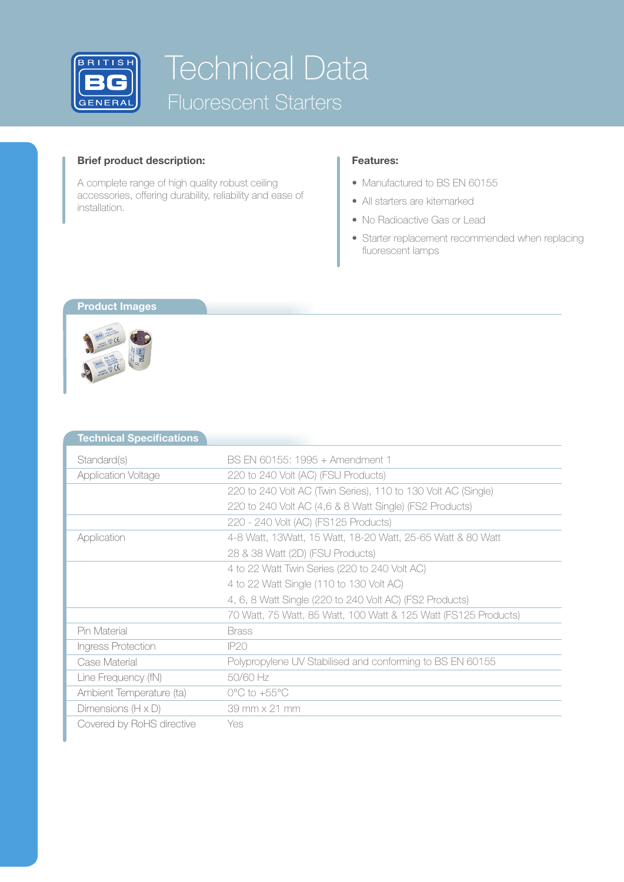# Technical Data

## Fluorescent Starters

**Brief product description:**

A complete range of high quality robust ceiling accessories, offering durability, reliability and ease of installation.

**Features:**

- Manufactured to BS EN 60155
- All starters are kitemarked
- No Radioactive Gas or Lead
- Starter replacement recommended when replacing fluorescent lamps

### Product Images

### Technical Specifications

| | |
|---|---|
| Standard(s) | BS EN 60155: 1995 + Amendment 1 |
| Application Voltage | 220 to 240 Volt (AC) (FSU Products) |
| | 220 to 240 Volt AC (Twin Series), 110 to 130 Volt AC (Single)<br>220 to 240 Volt AC (4,6 & 8 Watt Single) (FS2 Products) |
| | 220 - 240 Volt (AC) (FS125 Products) |
| Application | 4-8 Watt, 13Watt, 15 Watt, 18-20 Watt, 25-65 Watt & 80 Watt<br>28 & 38 Watt (2D) (FSU Products) |
| | 4 to 22 Watt Twin Series (220 to 240 Volt AC)<br>4 to 22 Watt Single (110 to 130 Volt AC)<br>4, 6, 8 Watt Single (220 to 240 Volt AC) (FS2 Products) |
| | 70 Watt, 75 Watt, 85 Watt, 100 Watt & 125 Watt (FS125 Products) |
| Pin Material | Brass |
| Ingress Protection | IP20 |
| Case Material | Polypropylene UV Stabilised and conforming to BS EN 60155 |
| Line Frequency (fN) | 50/60 Hz |
| Ambient Temperature (ta) | 0°C to +55°C |
| Dimensions (H x D) | 39 mm x 21 mm |
| Covered by RoHS directive | Yes |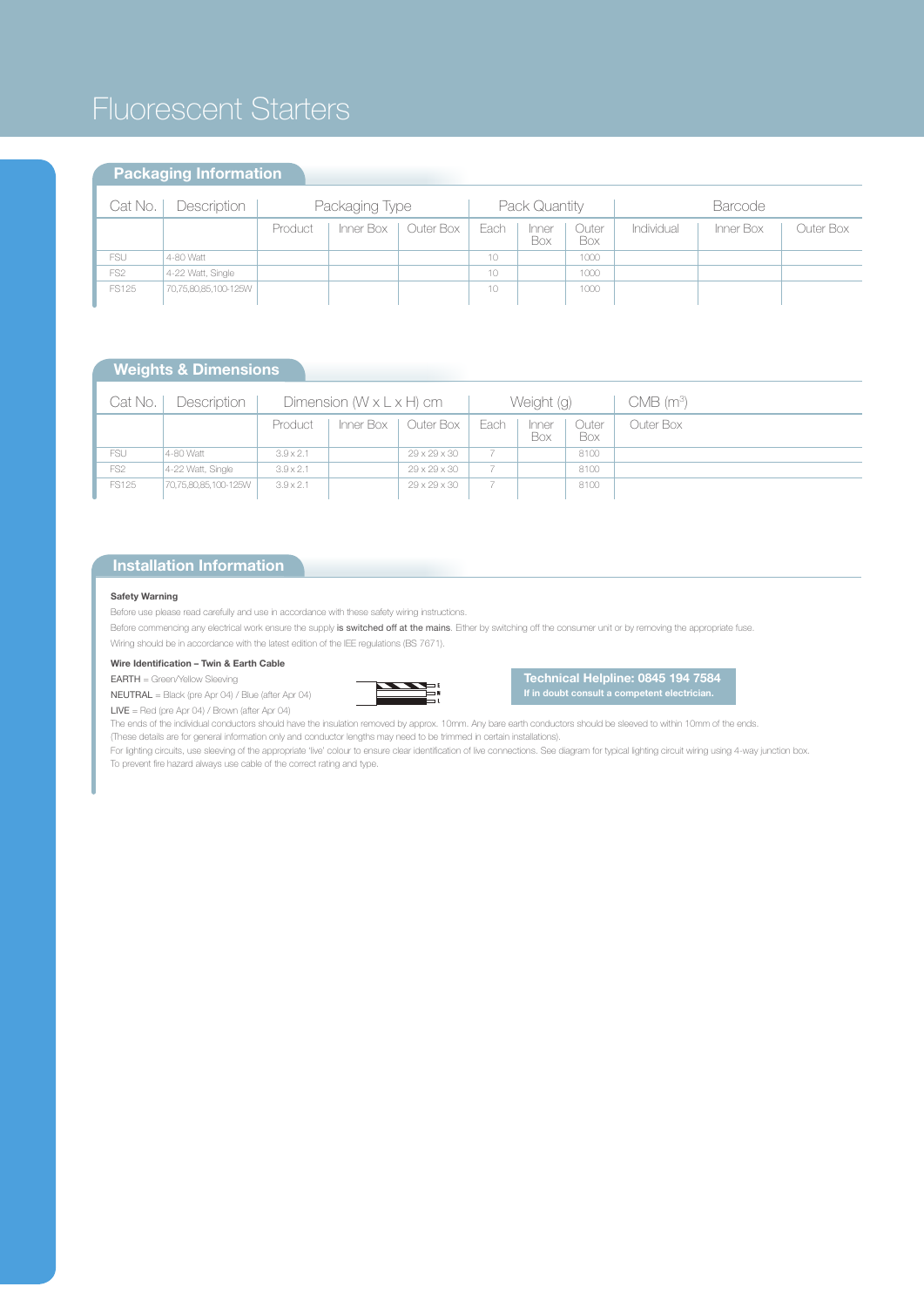# Fluorescent Starters

## Packaging Information

| Cat No. | Description | Packaging Type | | | Pack Quantity | | | Barcode | | |
|---|---|---|---|---|---|---|---|---|---|---|
| | | Product | Inner Box | Outer Box | Each | Inner Box | Outer Box | Individual | Inner Box | Outer Box |
| FSU | 4-80 Watt | | | | 10 | | 1000 | | | |
| FS2 | 4-22 Watt, Single | | | | 10 | | 1000 | | | |
| FS125 | 70,75,80,85,100-125W | | | | 10 | | 1000 | | | |

## Weights & Dimensions

| Cat No. | Description | Dimension (W x L x H) cm | | | Weight (g) | | | CMB ($m^3$) |
|---|---|---|---|---|---|---|---|---|
| | | Product | Inner Box | Outer Box | Each | Inner Box | Outer Box | Outer Box |
| FSU | 4-80 Watt | 3.9 x 2.1 | | 29 x 29 x 30 | 7 | | 8100 | |
| FS2 | 4-22 Watt, Single | 3.9 x 2.1 | | 29 x 29 x 30 | 7 | | 8100 | |
| FS125 | 70,75,80,85,100-125W | 3.9 x 2.1 | | 29 x 29 x 30 | 7 | | 8100 | |

## Installation Information

**Safety Warning**

Before use please read carefully and use in accordance with these safety wiring instructions.

Before commencing any electrical work ensure the supply **is switched off at the mains**. Either by switching off the consumer unit or by removing the appropriate fuse.

Wiring should be in accordance with the latest edition of the IEE regulations (BS 7671).

**Wire Identification – Twin & Earth Cable**

EARTH = Green/Yellow Sleeving

NEUTRAL = Black (pre Apr 04) / Blue (after Apr 04)

LIVE = Red (pre Apr 04) / Brown (after Apr 04)

E
N
L

**Technical Helpline: 0845 194 7584**
**If in doubt consult a competent electrician.**

The ends of the individual conductors should have the insulation removed by approx. 10mm. Any bare earth conductors should be sleeved to within 10mm of the ends.
(These details are for general information only and conductor lengths may need to be trimmed in certain installations).

For lighting circuits, use sleeving of the appropriate 'live' colour to ensure clear identification of live connections. See diagram for typical lighting circuit wiring using 4-way junction box.

To prevent fire hazard always use cable of the correct rating and type.